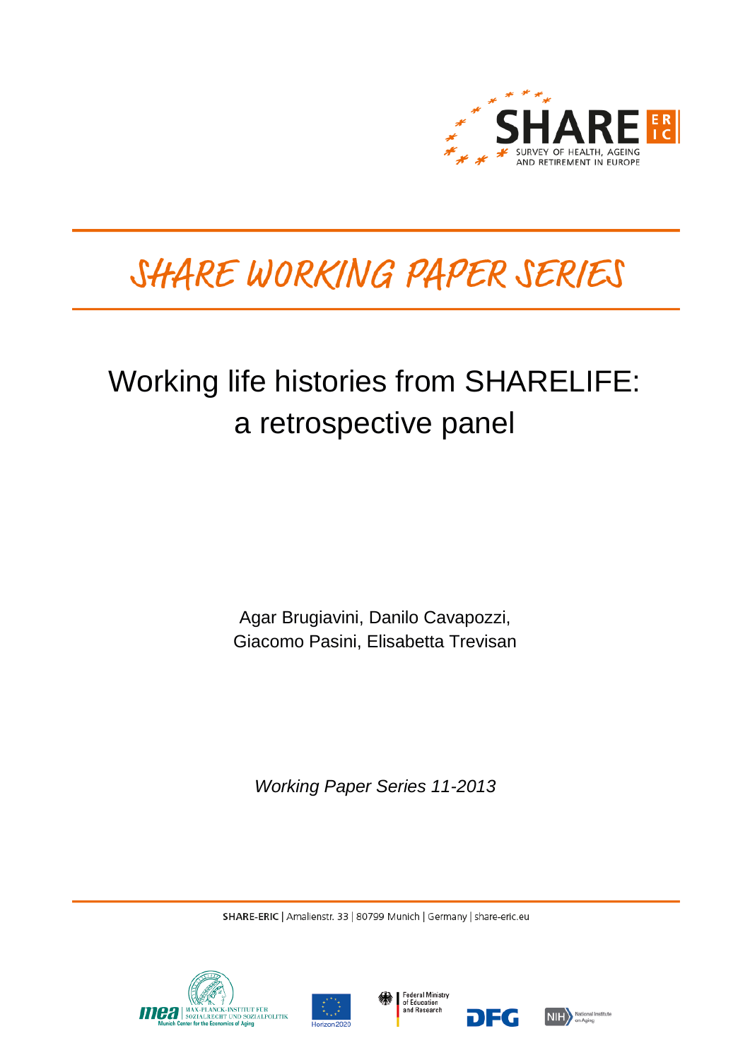# SHARE WORKING PAPER SERIES

## Working life histories from SHARELIFE: a retrospective panel

Agar Brugiavini, Danilo Cavapozzi, Giacomo Pasini, Elisabetta Trevisan

*Working Paper Series 11-2013*

**SHARE-ERIC** | Amalienstr. 33 | 80799 Munich | Germany | share-eric.eu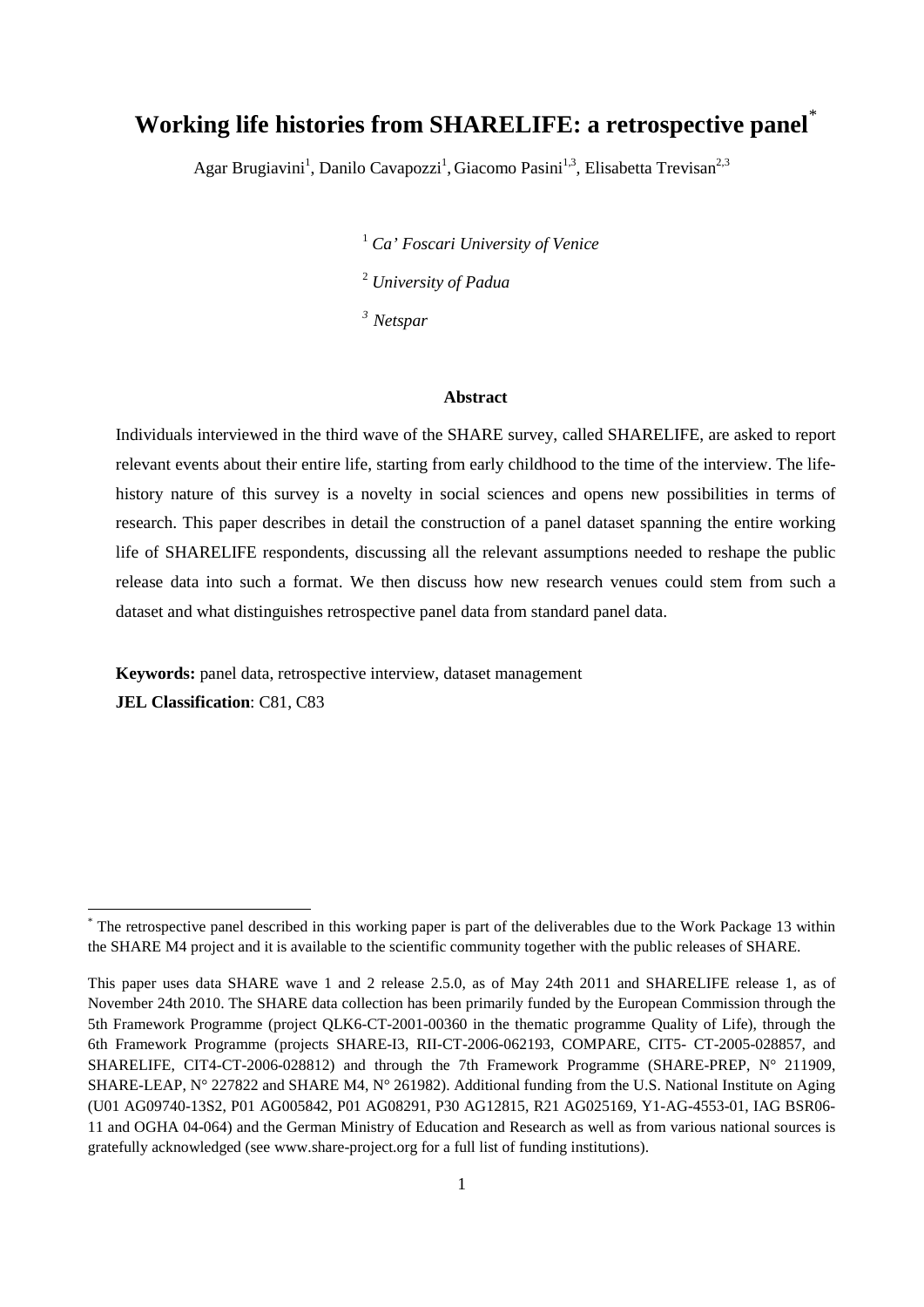# Working life histories from SHARELIFE: a retrospective panel[*]

Agar Brugiavini[1], Danilo Cavapozzi[1], Giacomo Pasini[1,3], Elisabetta Trevisan[2,3]

[1] *Ca' Foscari University of Venice*

[2] *University of Padua*

[3] *Netspar*

### Abstract

Individuals interviewed in the third wave of the SHARE survey, called SHARELIFE, are asked to report relevant events about their entire life, starting from early childhood to the time of the interview. The life-history nature of this survey is a novelty in social sciences and opens new possibilities in terms of research. This paper describes in detail the construction of a panel dataset spanning the entire working life of SHARELIFE respondents, discussing all the relevant assumptions needed to reshape the public release data into such a format. We then discuss how new research venues could stem from such a dataset and what distinguishes retrospective panel data from standard panel data.

**Keywords:** panel data, retrospective interview, dataset management
**JEL Classification**: C81, C83

---

[*] The retrospective panel described in this working paper is part of the deliverables due to the Work Package 13 within the SHARE M4 project and it is available to the scientific community together with the public releases of SHARE.

This paper uses data SHARE wave 1 and 2 release 2.5.0, as of May 24th 2011 and SHARELIFE release 1, as of November 24th 2010. The SHARE data collection has been primarily funded by the European Commission through the 5th Framework Programme (project QLK6-CT-2001-00360 in the thematic programme Quality of Life), through the 6th Framework Programme (projects SHARE-I3, RII-CT-2006-062193, COMPARE, CIT5- CT-2005-028857, and SHARELIFE, CIT4-CT-2006-028812) and through the 7th Framework Programme (SHARE-PREP, N° 211909, SHARE-LEAP, N° 227822 and SHARE M4, N° 261982). Additional funding from the U.S. National Institute on Aging (U01 AG09740-13S2, P01 AG005842, P01 AG08291, P30 AG12815, R21 AG025169, Y1-AG-4553-01, IAG BSR06-11 and OGHA 04-064) and the German Ministry of Education and Research as well as from various national sources is gratefully acknowledged (see www.share-project.org for a full list of funding institutions).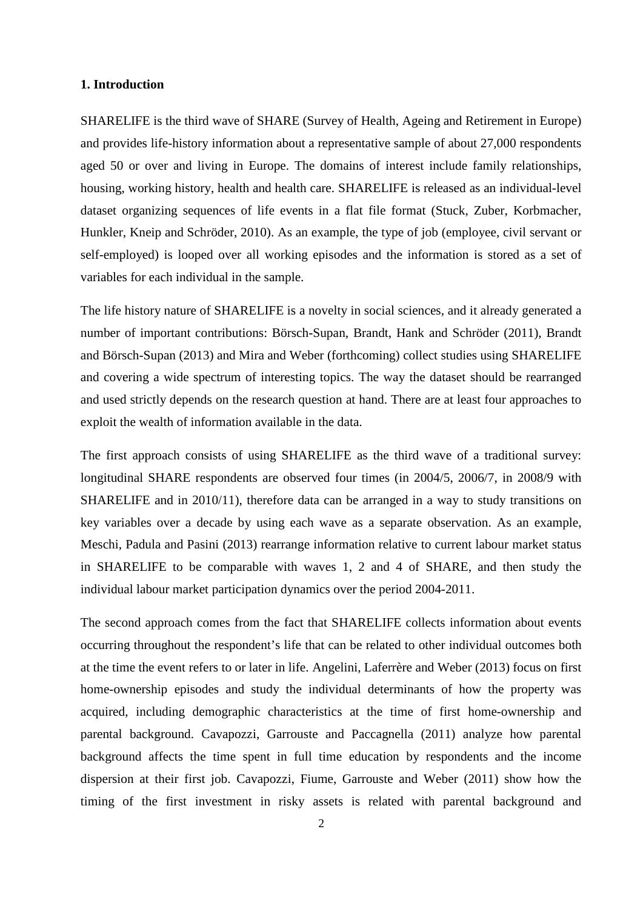## 1. Introduction

SHARELIFE is the third wave of SHARE (Survey of Health, Ageing and Retirement in Europe) and provides life-history information about a representative sample of about 27,000 respondents aged 50 or over and living in Europe. The domains of interest include family relationships, housing, working history, health and health care. SHARELIFE is released as an individual-level dataset organizing sequences of life events in a flat file format (Stuck, Zuber, Korbmacher, Hunkler, Kneip and Schröder, 2010). As an example, the type of job (employee, civil servant or self-employed) is looped over all working episodes and the information is stored as a set of variables for each individual in the sample.

The life history nature of SHARELIFE is a novelty in social sciences, and it already generated a number of important contributions: Börsch-Supan, Brandt, Hank and Schröder (2011), Brandt and Börsch-Supan (2013) and Mira and Weber (forthcoming) collect studies using SHARELIFE and covering a wide spectrum of interesting topics. The way the dataset should be rearranged and used strictly depends on the research question at hand. There are at least four approaches to exploit the wealth of information available in the data.

The first approach consists of using SHARELIFE as the third wave of a traditional survey: longitudinal SHARE respondents are observed four times (in 2004/5, 2006/7, in 2008/9 with SHARELIFE and in 2010/11), therefore data can be arranged in a way to study transitions on key variables over a decade by using each wave as a separate observation. As an example, Meschi, Padula and Pasini (2013) rearrange information relative to current labour market status in SHARELIFE to be comparable with waves 1, 2 and 4 of SHARE, and then study the individual labour market participation dynamics over the period 2004-2011.

The second approach comes from the fact that SHARELIFE collects information about events occurring throughout the respondent's life that can be related to other individual outcomes both at the time the event refers to or later in life. Angelini, Laferrère and Weber (2013) focus on first home-ownership episodes and study the individual determinants of how the property was acquired, including demographic characteristics at the time of first home-ownership and parental background. Cavapozzi, Garrouste and Paccagnella (2011) analyze how parental background affects the time spent in full time education by respondents and the income dispersion at their first job. Cavapozzi, Fiume, Garrouste and Weber (2011) show how the timing of the first investment in risky assets is related with parental background and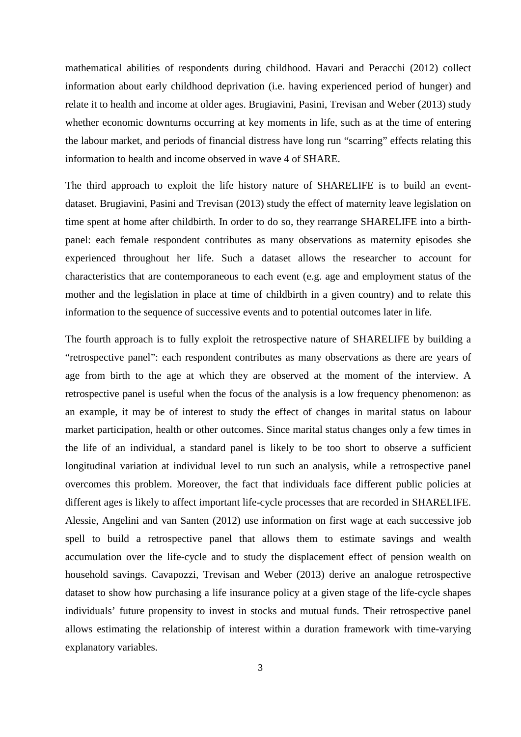mathematical abilities of respondents during childhood. Havari and Peracchi (2012) collect information about early childhood deprivation (i.e. having experienced period of hunger) and relate it to health and income at older ages. Brugiavini, Pasini, Trevisan and Weber (2013) study whether economic downturns occurring at key moments in life, such as at the time of entering the labour market, and periods of financial distress have long run "scarring" effects relating this information to health and income observed in wave 4 of SHARE.

The third approach to exploit the life history nature of SHARELIFE is to build an event-dataset. Brugiavini, Pasini and Trevisan (2013) study the effect of maternity leave legislation on time spent at home after childbirth. In order to do so, they rearrange SHARELIFE into a birth-panel: each female respondent contributes as many observations as maternity episodes she experienced throughout her life. Such a dataset allows the researcher to account for characteristics that are contemporaneous to each event (e.g. age and employment status of the mother and the legislation in place at time of childbirth in a given country) and to relate this information to the sequence of successive events and to potential outcomes later in life.

The fourth approach is to fully exploit the retrospective nature of SHARELIFE by building a "retrospective panel": each respondent contributes as many observations as there are years of age from birth to the age at which they are observed at the moment of the interview. A retrospective panel is useful when the focus of the analysis is a low frequency phenomenon: as an example, it may be of interest to study the effect of changes in marital status on labour market participation, health or other outcomes. Since marital status changes only a few times in the life of an individual, a standard panel is likely to be too short to observe a sufficient longitudinal variation at individual level to run such an analysis, while a retrospective panel overcomes this problem. Moreover, the fact that individuals face different public policies at different ages is likely to affect important life-cycle processes that are recorded in SHARELIFE. Alessie, Angelini and van Santen (2012) use information on first wage at each successive job spell to build a retrospective panel that allows them to estimate savings and wealth accumulation over the life-cycle and to study the displacement effect of pension wealth on household savings. Cavapozzi, Trevisan and Weber (2013) derive an analogue retrospective dataset to show how purchasing a life insurance policy at a given stage of the life-cycle shapes individuals' future propensity to invest in stocks and mutual funds. Their retrospective panel allows estimating the relationship of interest within a duration framework with time-varying explanatory variables.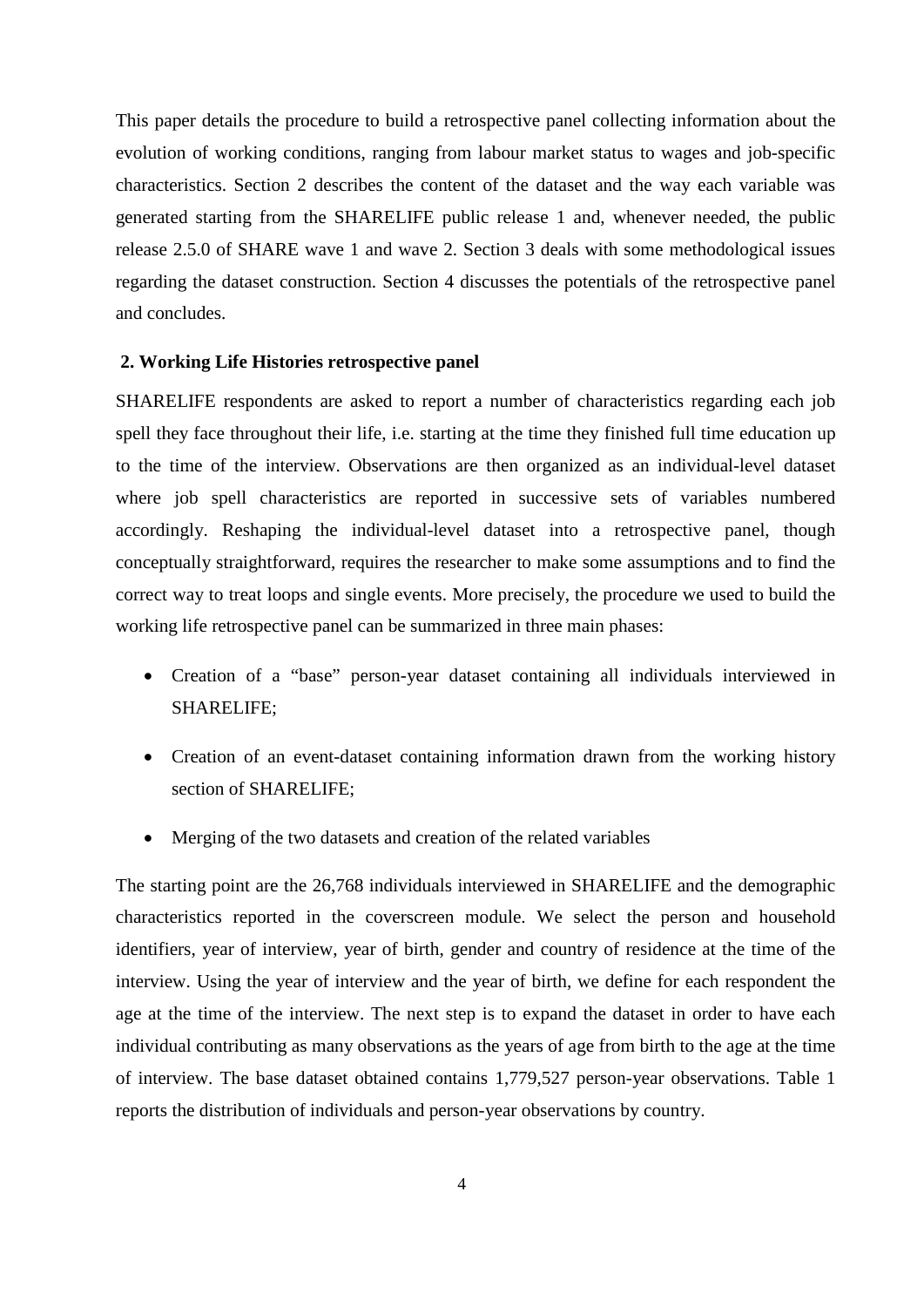This paper details the procedure to build a retrospective panel collecting information about the evolution of working conditions, ranging from labour market status to wages and job-specific characteristics. Section 2 describes the content of the dataset and the way each variable was generated starting from the SHARELIFE public release 1 and, whenever needed, the public release 2.5.0 of SHARE wave 1 and wave 2. Section 3 deals with some methodological issues regarding the dataset construction. Section 4 discusses the potentials of the retrospective panel and concludes.

## 2. Working Life Histories retrospective panel

SHARELIFE respondents are asked to report a number of characteristics regarding each job spell they face throughout their life, i.e. starting at the time they finished full time education up to the time of the interview. Observations are then organized as an individual-level dataset where job spell characteristics are reported in successive sets of variables numbered accordingly. Reshaping the individual-level dataset into a retrospective panel, though conceptually straightforward, requires the researcher to make some assumptions and to find the correct way to treat loops and single events. More precisely, the procedure we used to build the working life retrospective panel can be summarized in three main phases:

- Creation of a "base" person-year dataset containing all individuals interviewed in SHARELIFE;
- Creation of an event-dataset containing information drawn from the working history section of SHARELIFE;
- Merging of the two datasets and creation of the related variables

The starting point are the 26,768 individuals interviewed in SHARELIFE and the demographic characteristics reported in the coverscreen module. We select the person and household identifiers, year of interview, year of birth, gender and country of residence at the time of the interview. Using the year of interview and the year of birth, we define for each respondent the age at the time of the interview. The next step is to expand the dataset in order to have each individual contributing as many observations as the years of age from birth to the age at the time of interview. The base dataset obtained contains 1,779,527 person-year observations. Table 1 reports the distribution of individuals and person-year observations by country.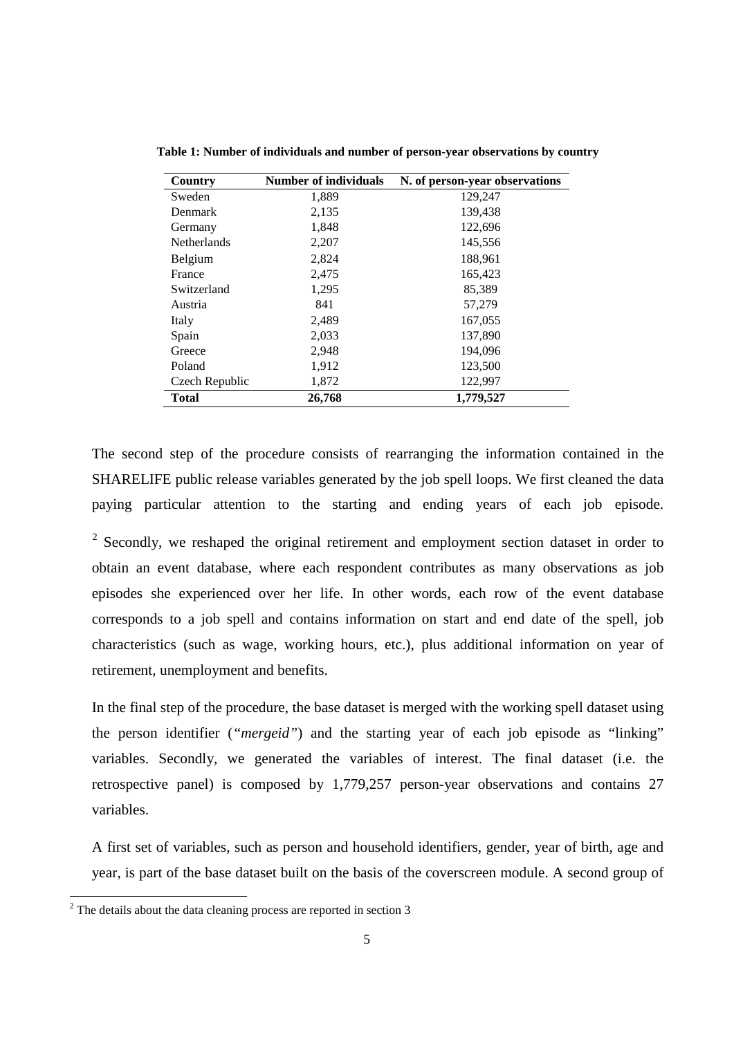**Table 1: Number of individuals and number of person-year observations by country**

| Country | Number of individuals | N. of person-year observations |
|---|---|---|
| Sweden | 1,889 | 129,247 |
| Denmark | 2,135 | 139,438 |
| Germany | 1,848 | 122,696 |
| Netherlands | 2,207 | 145,556 |
| Belgium | 2,824 | 188,961 |
| France | 2,475 | 165,423 |
| Switzerland | 1,295 | 85,389 |
| Austria | 841 | 57,279 |
| Italy | 2,489 | 167,055 |
| Spain | 2,033 | 137,890 |
| Greece | 2,948 | 194,096 |
| Poland | 1,912 | 123,500 |
| Czech Republic | 1,872 | 122,997 |
| **Total** | **26,768** | **1,779,527** |

The second step of the procedure consists of rearranging the information contained in the SHARELIFE public release variables generated by the job spell loops. We first cleaned the data paying particular attention to the starting and ending years of each job episode.

[2] Secondly, we reshaped the original retirement and employment section dataset in order to obtain an event database, where each respondent contributes as many observations as job episodes she experienced over her life. In other words, each row of the event database corresponds to a job spell and contains information on start and end date of the spell, job characteristics (such as wage, working hours, etc.), plus additional information on year of retirement, unemployment and benefits.

In the final step of the procedure, the base dataset is merged with the working spell dataset using the person identifier (*"mergeid"*) and the starting year of each job episode as "linking" variables. Secondly, we generated the variables of interest. The final dataset (i.e. the retrospective panel) is composed by 1,779,257 person-year observations and contains 27 variables.

A first set of variables, such as person and household identifiers, gender, year of birth, age and year, is part of the base dataset built on the basis of the coverscreen module. A second group of

[2] The details about the data cleaning process are reported in section 3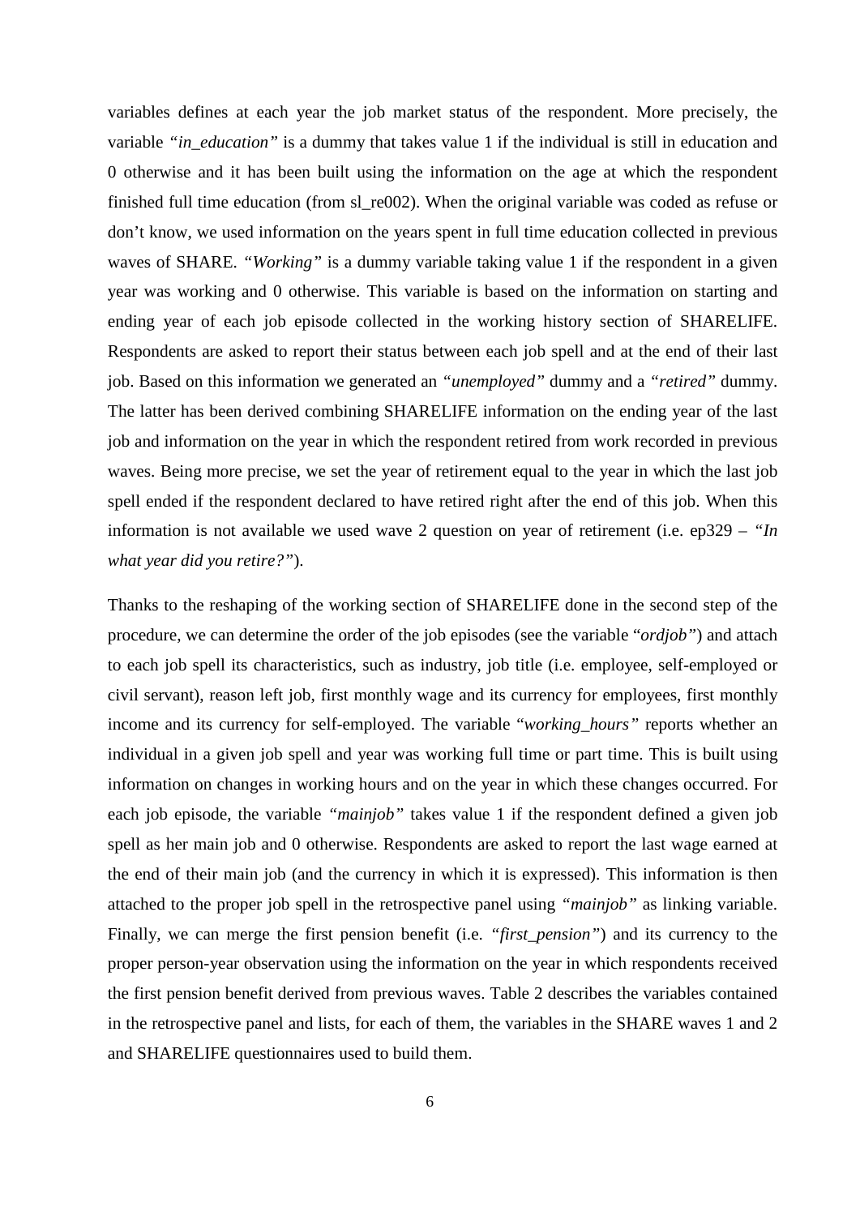variables defines at each year the job market status of the respondent. More precisely, the variable *"in_education"* is a dummy that takes value 1 if the individual is still in education and 0 otherwise and it has been built using the information on the age at which the respondent finished full time education (from sl_re002). When the original variable was coded as refuse or don't know, we used information on the years spent in full time education collected in previous waves of SHARE. *"Working"* is a dummy variable taking value 1 if the respondent in a given year was working and 0 otherwise. This variable is based on the information on starting and ending year of each job episode collected in the working history section of SHARELIFE. Respondents are asked to report their status between each job spell and at the end of their last job. Based on this information we generated an *"unemployed"* dummy and a *"retired"* dummy. The latter has been derived combining SHARELIFE information on the ending year of the last job and information on the year in which the respondent retired from work recorded in previous waves. Being more precise, we set the year of retirement equal to the year in which the last job spell ended if the respondent declared to have retired right after the end of this job. When this information is not available we used wave 2 question on year of retirement (i.e. ep329 – *"In what year did you retire?"*).

Thanks to the reshaping of the working section of SHARELIFE done in the second step of the procedure, we can determine the order of the job episodes (see the variable "*ordjob"*) and attach to each job spell its characteristics, such as industry, job title (i.e. employee, self-employed or civil servant), reason left job, first monthly wage and its currency for employees, first monthly income and its currency for self-employed. The variable "*working_hours"* reports whether an individual in a given job spell and year was working full time or part time. This is built using information on changes in working hours and on the year in which these changes occurred. For each job episode, the variable *"mainjob"* takes value 1 if the respondent defined a given job spell as her main job and 0 otherwise. Respondents are asked to report the last wage earned at the end of their main job (and the currency in which it is expressed). This information is then attached to the proper job spell in the retrospective panel using *"mainjob"* as linking variable. Finally, we can merge the first pension benefit (i.e. "*first_pension"*) and its currency to the proper person-year observation using the information on the year in which respondents received the first pension benefit derived from previous waves. Table 2 describes the variables contained in the retrospective panel and lists, for each of them, the variables in the SHARE waves 1 and 2 and SHARELIFE questionnaires used to build them.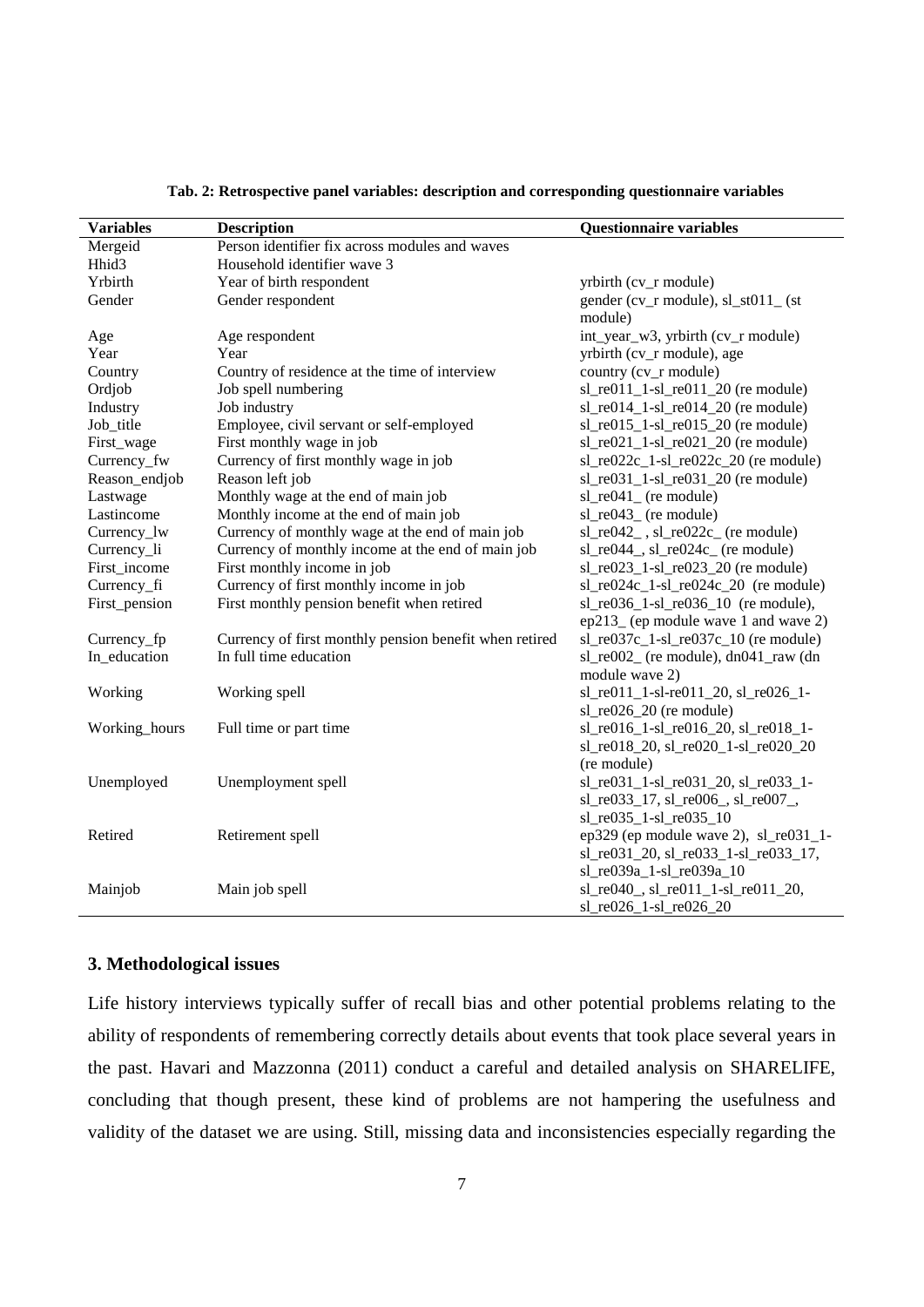**Tab. 2: Retrospective panel variables: description and corresponding questionnaire variables**

| Variables | Description | Questionnaire variables |
|---|---|---|
| Mergeid | Person identifier fix across modules and waves | |
| Hhid3 | Household identifier wave 3 | |
| Yrbirth | Year of birth respondent | yrbirth (cv_r module) |
| Gender | Gender respondent | gender (cv_r module), sl_st011_ (st module) |
| Age | Age respondent | int_year_w3, yrbirth (cv_r module) |
| Year | Year | yrbirth (cv_r module), age |
| Country | Country of residence at the time of interview | country (cv_r module) |
| Ordjob | Job spell numbering | sl_re011_1-sl_re011_20 (re module) |
| Industry | Job industry | sl_re014_1-sl_re014_20 (re module) |
| Job_title | Employee, civil servant or self-employed | sl_re015_1-sl_re015_20 (re module) |
| First_wage | First monthly wage in job | sl_re021_1-sl_re021_20 (re module) |
| Currency_fw | Currency of first monthly wage in job | sl_re022c_1-sl_re022c_20 (re module) |
| Reason_endjob | Reason left job | sl_re031_1-sl_re031_20 (re module) |
| Lastwage | Monthly wage at the end of main job | sl_re041_ (re module) |
| Lastincome | Monthly income at the end of main job | sl_re043_ (re module) |
| Currency_lw | Currency of monthly wage at the end of main job | sl_re042_ , sl_re022c_ (re module) |
| Currency_li | Currency of monthly income at the end of main job | sl_re044_, sl_re024c_ (re module) |
| First_income | First monthly income in job | sl_re023_1-sl_re023_20 (re module) |
| Currency_fi | Currency of first monthly income in job | sl_re024c_1-sl_re024c_20 (re module) |
| First_pension | First monthly pension benefit when retired | sl_re036_1-sl_re036_10 (re module), ep213_ (ep module wave 1 and wave 2) |
| Currency_fp | Currency of first monthly pension benefit when retired | sl_re037c_1-sl_re037c_10 (re module) |
| In_education | In full time education | sl_re002_ (re module), dn041_raw (dn module wave 2) |
| Working | Working spell | sl_re011_1-sl-re011_20, sl_re026_1-sl_re026_20 (re module) |
| Working_hours | Full time or part time | sl_re016_1-sl_re016_20, sl_re018_1-sl_re018_20, sl_re020_1-sl_re020_20 (re module) |
| Unemployed | Unemployment spell | sl_re031_1-sl_re031_20, sl_re033_1-sl_re033_17, sl_re006_, sl_re007_, sl_re035_1-sl_re035_10 |
| Retired | Retirement spell | ep329 (ep module wave 2), sl_re031_1-sl_re031_20, sl_re033_1-sl_re033_17, sl_re039a_1-sl_re039a_10 |
| Mainjob | Main job spell | sl_re040_, sl_re011_1-sl_re011_20, sl_re026_1-sl_re026_20 |

## 3. Methodological issues

Life history interviews typically suffer of recall bias and other potential problems relating to the ability of respondents of remembering correctly details about events that took place several years in the past. Havari and Mazzonna (2011) conduct a careful and detailed analysis on SHARELIFE, concluding that though present, these kind of problems are not hampering the usefulness and validity of the dataset we are using. Still, missing data and inconsistencies especially regarding the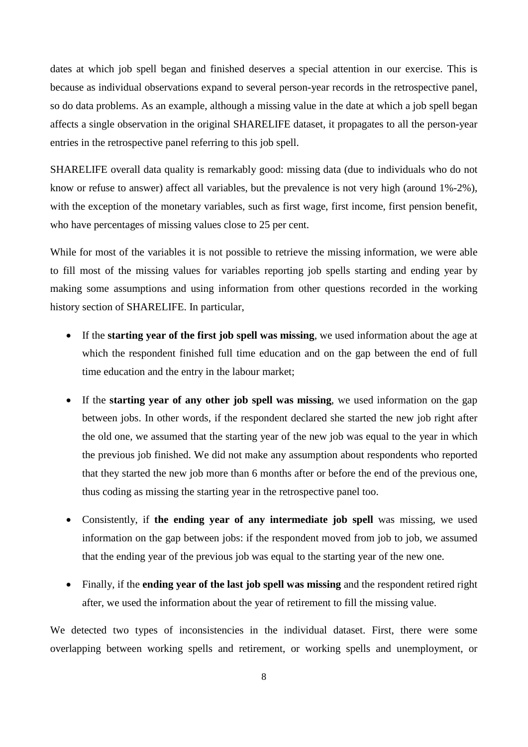dates at which job spell began and finished deserves a special attention in our exercise. This is because as individual observations expand to several person-year records in the retrospective panel, so do data problems. As an example, although a missing value in the date at which a job spell began affects a single observation in the original SHARELIFE dataset, it propagates to all the person-year entries in the retrospective panel referring to this job spell.

SHARELIFE overall data quality is remarkably good: missing data (due to individuals who do not know or refuse to answer) affect all variables, but the prevalence is not very high (around 1%-2%), with the exception of the monetary variables, such as first wage, first income, first pension benefit, who have percentages of missing values close to 25 per cent.

While for most of the variables it is not possible to retrieve the missing information, we were able to fill most of the missing values for variables reporting job spells starting and ending year by making some assumptions and using information from other questions recorded in the working history section of SHARELIFE. In particular,

- If the **starting year of the first job spell was missing**, we used information about the age at which the respondent finished full time education and on the gap between the end of full time education and the entry in the labour market;
- If the **starting year of any other job spell was missing**, we used information on the gap between jobs. In other words, if the respondent declared she started the new job right after the old one, we assumed that the starting year of the new job was equal to the year in which the previous job finished. We did not make any assumption about respondents who reported that they started the new job more than 6 months after or before the end of the previous one, thus coding as missing the starting year in the retrospective panel too.
- Consistently, if **the ending year of any intermediate job spell** was missing, we used information on the gap between jobs: if the respondent moved from job to job, we assumed that the ending year of the previous job was equal to the starting year of the new one.
- Finally, if the **ending year of the last job spell was missing** and the respondent retired right after, we used the information about the year of retirement to fill the missing value.

We detected two types of inconsistencies in the individual dataset. First, there were some overlapping between working spells and retirement, or working spells and unemployment, or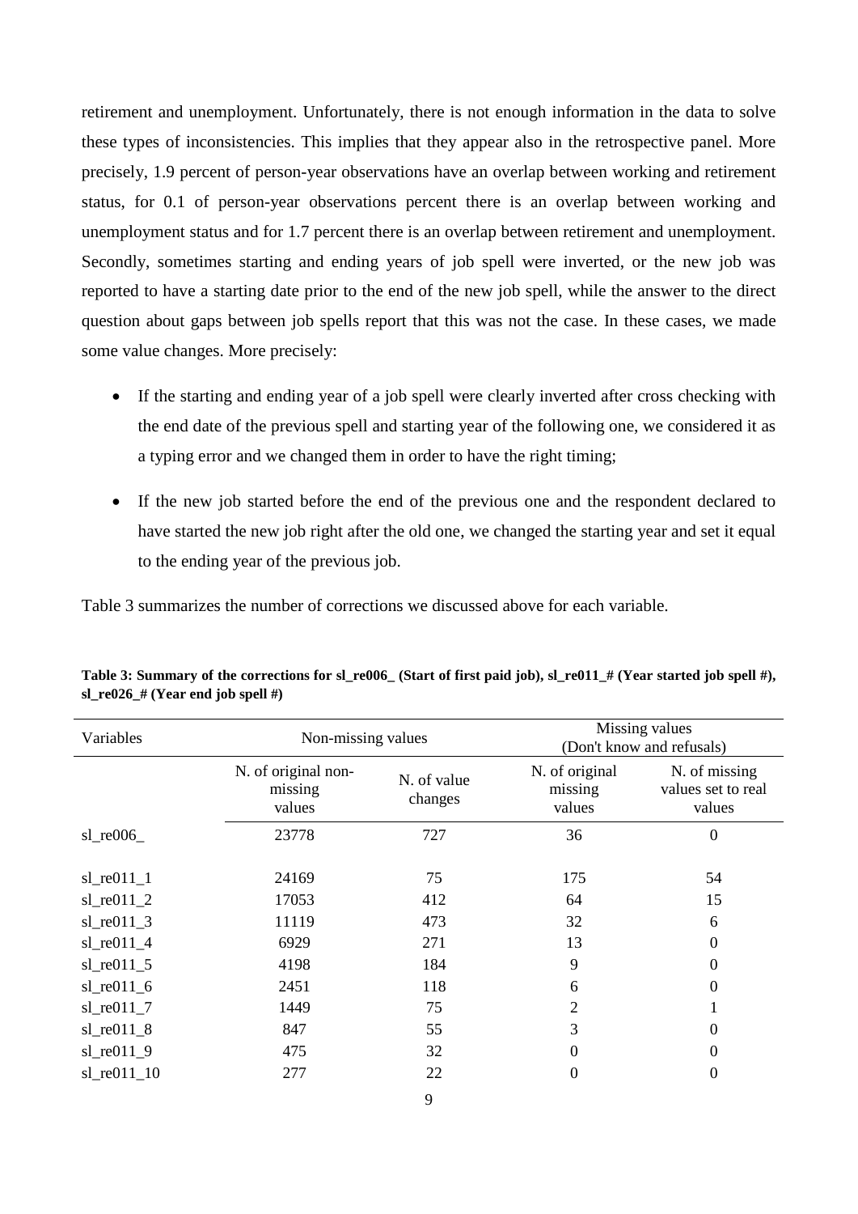retirement and unemployment. Unfortunately, there is not enough information in the data to solve these types of inconsistencies. This implies that they appear also in the retrospective panel. More precisely, 1.9 percent of person-year observations have an overlap between working and retirement status, for 0.1 of person-year observations percent there is an overlap between working and unemployment status and for 1.7 percent there is an overlap between retirement and unemployment. Secondly, sometimes starting and ending years of job spell were inverted, or the new job was reported to have a starting date prior to the end of the new job spell, while the answer to the direct question about gaps between job spells report that this was not the case. In these cases, we made some value changes. More precisely:

- If the starting and ending year of a job spell were clearly inverted after cross checking with the end date of the previous spell and starting year of the following one, we considered it as a typing error and we changed them in order to have the right timing;
- If the new job started before the end of the previous one and the respondent declared to have started the new job right after the old one, we changed the starting year and set it equal to the ending year of the previous job.

Table 3 summarizes the number of corrections we discussed above for each variable.

**Table 3: Summary of the corrections for sl_re006_ (Start of first paid job), sl_re011_# (Year started job spell #), sl_re026_# (Year end job spell #)**

| Variables | Non-missing values | | Missing values (Don't know and refusals) | |
|---|---|---|---|---|
| | N. of original non-missing values | N. of value changes | N. of original missing values | N. of missing values set to real values |
| sl_re006_ | 23778 | 727 | 36 | 0 |
| sl_re011_1 | 24169 | 75 | 175 | 54 |
| sl_re011_2 | 17053 | 412 | 64 | 15 |
| sl_re011_3 | 11119 | 473 | 32 | 6 |
| sl_re011_4 | 6929 | 271 | 13 | 0 |
| sl_re011_5 | 4198 | 184 | 9 | 0 |
| sl_re011_6 | 2451 | 118 | 6 | 0 |
| sl_re011_7 | 1449 | 75 | 2 | 1 |
| sl_re011_8 | 847 | 55 | 3 | 0 |
| sl_re011_9 | 475 | 32 | 0 | 0 |
| sl_re011_10 | 277 | 22 | 0 | 0 |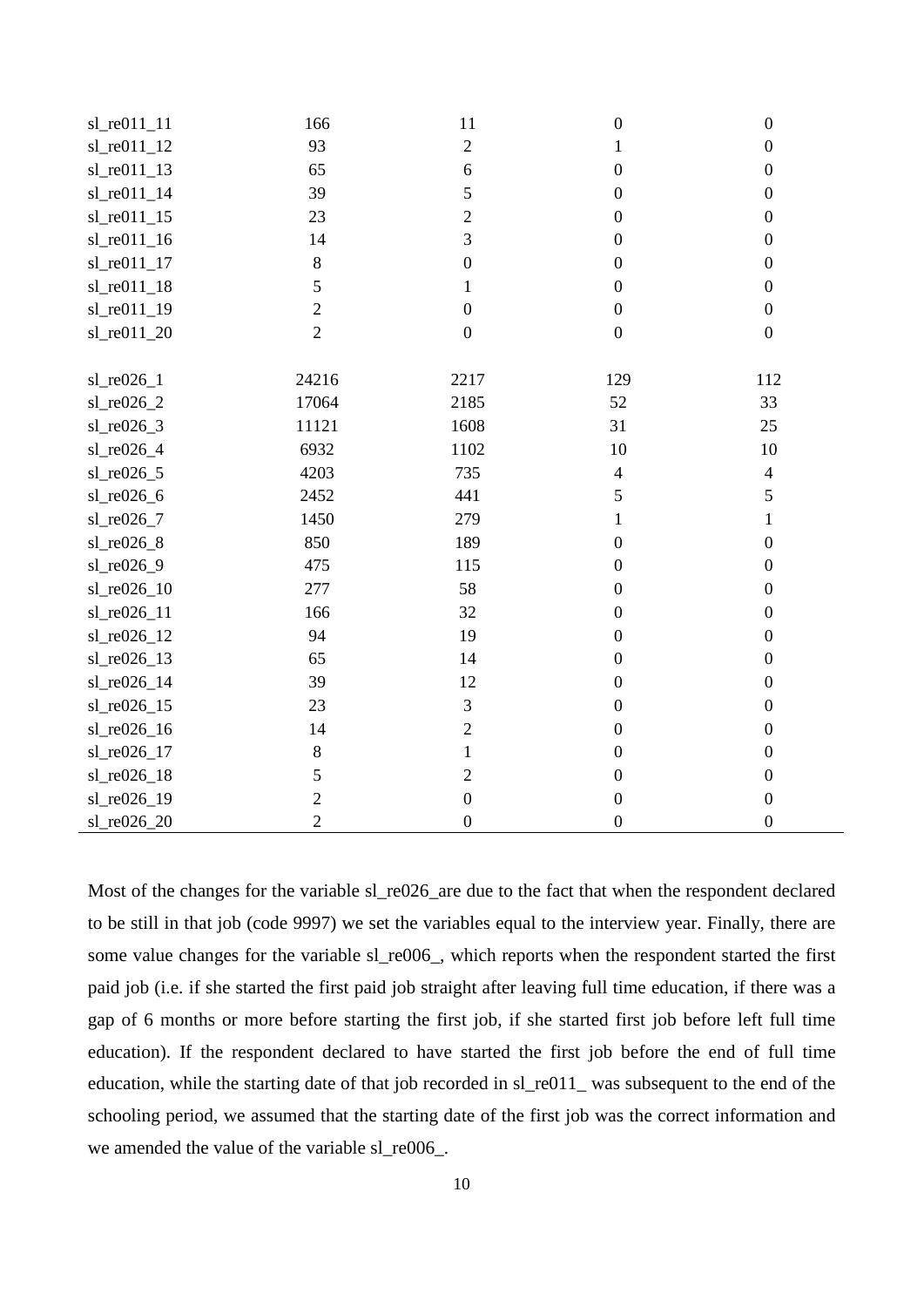| | | | | |
|---|---|---|---|---|
| sl_re011_11 | 166 | 11 | 0 | 0 |
| sl_re011_12 | 93 | 2 | 1 | 0 |
| sl_re011_13 | 65 | 6 | 0 | 0 |
| sl_re011_14 | 39 | 5 | 0 | 0 |
| sl_re011_15 | 23 | 2 | 0 | 0 |
| sl_re011_16 | 14 | 3 | 0 | 0 |
| sl_re011_17 | 8 | 0 | 0 | 0 |
| sl_re011_18 | 5 | 1 | 0 | 0 |
| sl_re011_19 | 2 | 0 | 0 | 0 |
| sl_re011_20 | 2 | 0 | 0 | 0 |
| | | | | |
| sl_re026_1 | 24216 | 2217 | 129 | 112 |
| sl_re026_2 | 17064 | 2185 | 52 | 33 |
| sl_re026_3 | 11121 | 1608 | 31 | 25 |
| sl_re026_4 | 6932 | 1102 | 10 | 10 |
| sl_re026_5 | 4203 | 735 | 4 | 4 |
| sl_re026_6 | 2452 | 441 | 5 | 5 |
| sl_re026_7 | 1450 | 279 | 1 | 1 |
| sl_re026_8 | 850 | 189 | 0 | 0 |
| sl_re026_9 | 475 | 115 | 0 | 0 |
| sl_re026_10 | 277 | 58 | 0 | 0 |
| sl_re026_11 | 166 | 32 | 0 | 0 |
| sl_re026_12 | 94 | 19 | 0 | 0 |
| sl_re026_13 | 65 | 14 | 0 | 0 |
| sl_re026_14 | 39 | 12 | 0 | 0 |
| sl_re026_15 | 23 | 3 | 0 | 0 |
| sl_re026_16 | 14 | 2 | 0 | 0 |
| sl_re026_17 | 8 | 1 | 0 | 0 |
| sl_re026_18 | 5 | 2 | 0 | 0 |
| sl_re026_19 | 2 | 0 | 0 | 0 |
| sl_re026_20 | 2 | 0 | 0 | 0 |

Most of the changes for the variable sl_re026_are due to the fact that when the respondent declared to be still in that job (code 9997) we set the variables equal to the interview year. Finally, there are some value changes for the variable sl_re006_, which reports when the respondent started the first paid job (i.e. if she started the first paid job straight after leaving full time education, if there was a gap of 6 months or more before starting the first job, if she started first job before left full time education). If the respondent declared to have started the first job before the end of full time education, while the starting date of that job recorded in sl_re011_ was subsequent to the end of the schooling period, we assumed that the starting date of the first job was the correct information and we amended the value of the variable sl_re006_.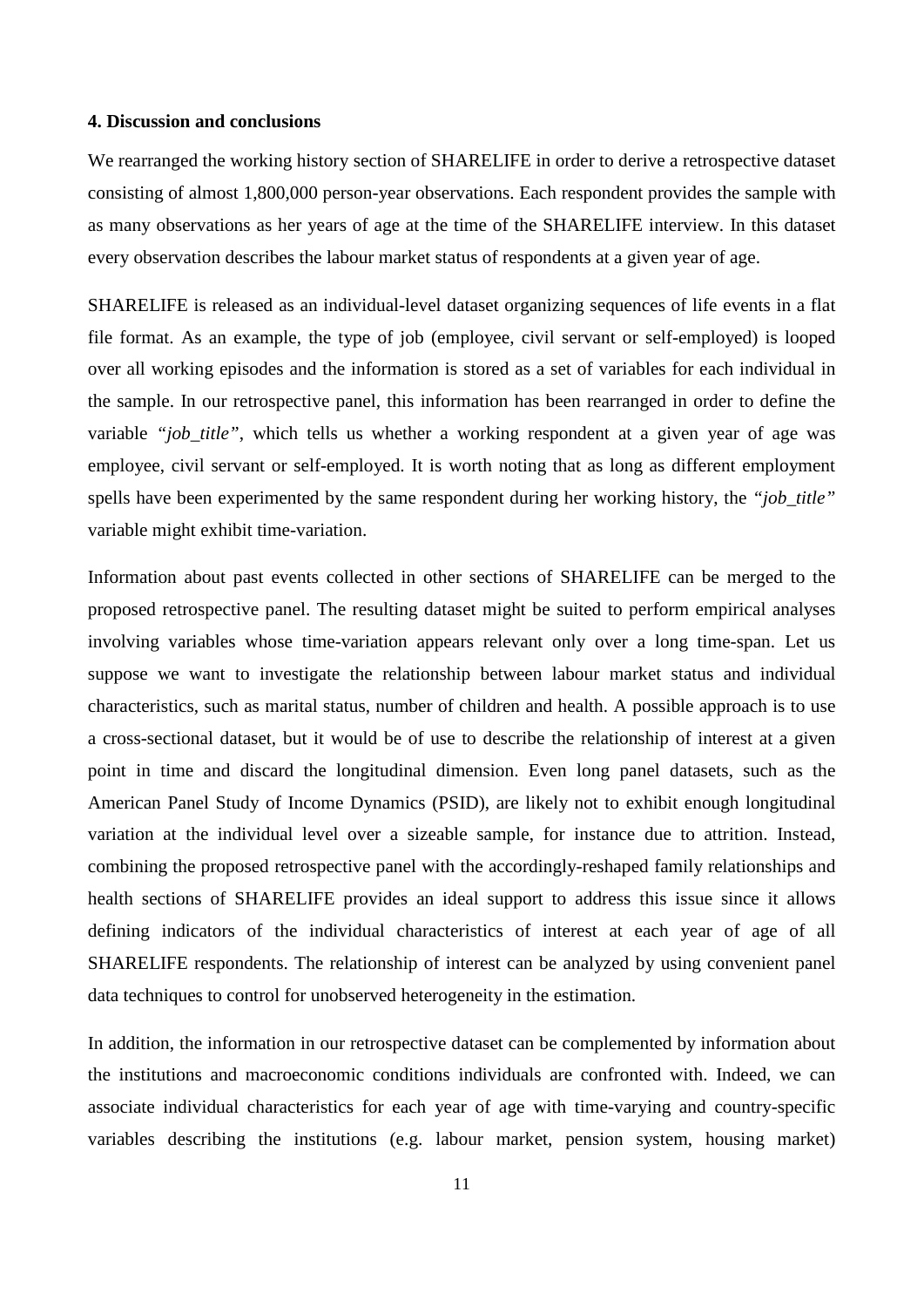#### 4. Discussion and conclusions

We rearranged the working history section of SHARELIFE in order to derive a retrospective dataset consisting of almost 1,800,000 person-year observations. Each respondent provides the sample with as many observations as her years of age at the time of the SHARELIFE interview. In this dataset every observation describes the labour market status of respondents at a given year of age.

SHARELIFE is released as an individual-level dataset organizing sequences of life events in a flat file format. As an example, the type of job (employee, civil servant or self-employed) is looped over all working episodes and the information is stored as a set of variables for each individual in the sample. In our retrospective panel, this information has been rearranged in order to define the variable *"job_title"*, which tells us whether a working respondent at a given year of age was employee, civil servant or self-employed. It is worth noting that as long as different employment spells have been experimented by the same respondent during her working history, the *"job_title"* variable might exhibit time-variation.

Information about past events collected in other sections of SHARELIFE can be merged to the proposed retrospective panel. The resulting dataset might be suited to perform empirical analyses involving variables whose time-variation appears relevant only over a long time-span. Let us suppose we want to investigate the relationship between labour market status and individual characteristics, such as marital status, number of children and health. A possible approach is to use a cross-sectional dataset, but it would be of use to describe the relationship of interest at a given point in time and discard the longitudinal dimension. Even long panel datasets, such as the American Panel Study of Income Dynamics (PSID), are likely not to exhibit enough longitudinal variation at the individual level over a sizeable sample, for instance due to attrition. Instead, combining the proposed retrospective panel with the accordingly-reshaped family relationships and health sections of SHARELIFE provides an ideal support to address this issue since it allows defining indicators of the individual characteristics of interest at each year of age of all SHARELIFE respondents. The relationship of interest can be analyzed by using convenient panel data techniques to control for unobserved heterogeneity in the estimation.

In addition, the information in our retrospective dataset can be complemented by information about the institutions and macroeconomic conditions individuals are confronted with. Indeed, we can associate individual characteristics for each year of age with time-varying and country-specific variables describing the institutions (e.g. labour market, pension system, housing market)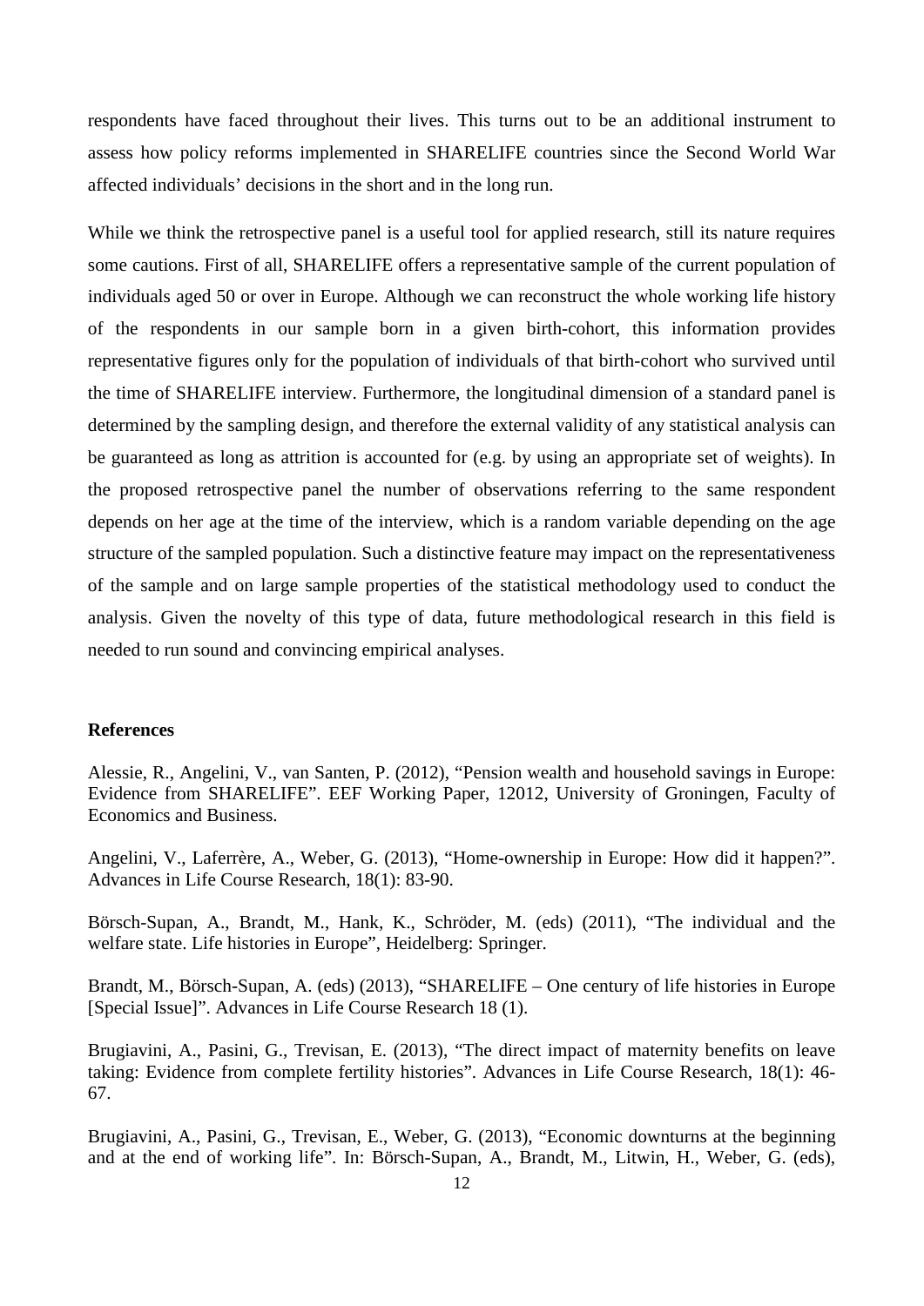respondents have faced throughout their lives. This turns out to be an additional instrument to assess how policy reforms implemented in SHARELIFE countries since the Second World War affected individuals' decisions in the short and in the long run.

While we think the retrospective panel is a useful tool for applied research, still its nature requires some cautions. First of all, SHARELIFE offers a representative sample of the current population of individuals aged 50 or over in Europe. Although we can reconstruct the whole working life history of the respondents in our sample born in a given birth-cohort, this information provides representative figures only for the population of individuals of that birth-cohort who survived until the time of SHARELIFE interview. Furthermore, the longitudinal dimension of a standard panel is determined by the sampling design, and therefore the external validity of any statistical analysis can be guaranteed as long as attrition is accounted for (e.g. by using an appropriate set of weights). In the proposed retrospective panel the number of observations referring to the same respondent depends on her age at the time of the interview, which is a random variable depending on the age structure of the sampled population. Such a distinctive feature may impact on the representativeness of the sample and on large sample properties of the statistical methodology used to conduct the analysis. Given the novelty of this type of data, future methodological research in this field is needed to run sound and convincing empirical analyses.

**References**

Alessie, R., Angelini, V., van Santen, P. (2012), "Pension wealth and household savings in Europe: Evidence from SHARELIFE". EEF Working Paper, 12012, University of Groningen, Faculty of Economics and Business.

Angelini, V., Laferrère, A., Weber, G. (2013), "Home-ownership in Europe: How did it happen?". Advances in Life Course Research, 18(1): 83-90.

Börsch-Supan, A., Brandt, M., Hank, K., Schröder, M. (eds) (2011), "The individual and the welfare state. Life histories in Europe", Heidelberg: Springer.

Brandt, M., Börsch-Supan, A. (eds) (2013), "SHARELIFE – One century of life histories in Europe [Special Issue]". Advances in Life Course Research 18 (1).

Brugiavini, A., Pasini, G., Trevisan, E. (2013), "The direct impact of maternity benefits on leave taking: Evidence from complete fertility histories". Advances in Life Course Research, 18(1): 46-67.

Brugiavini, A., Pasini, G., Trevisan, E., Weber, G. (2013), "Economic downturns at the beginning and at the end of working life". In: Börsch-Supan, A., Brandt, M., Litwin, H., Weber, G. (eds),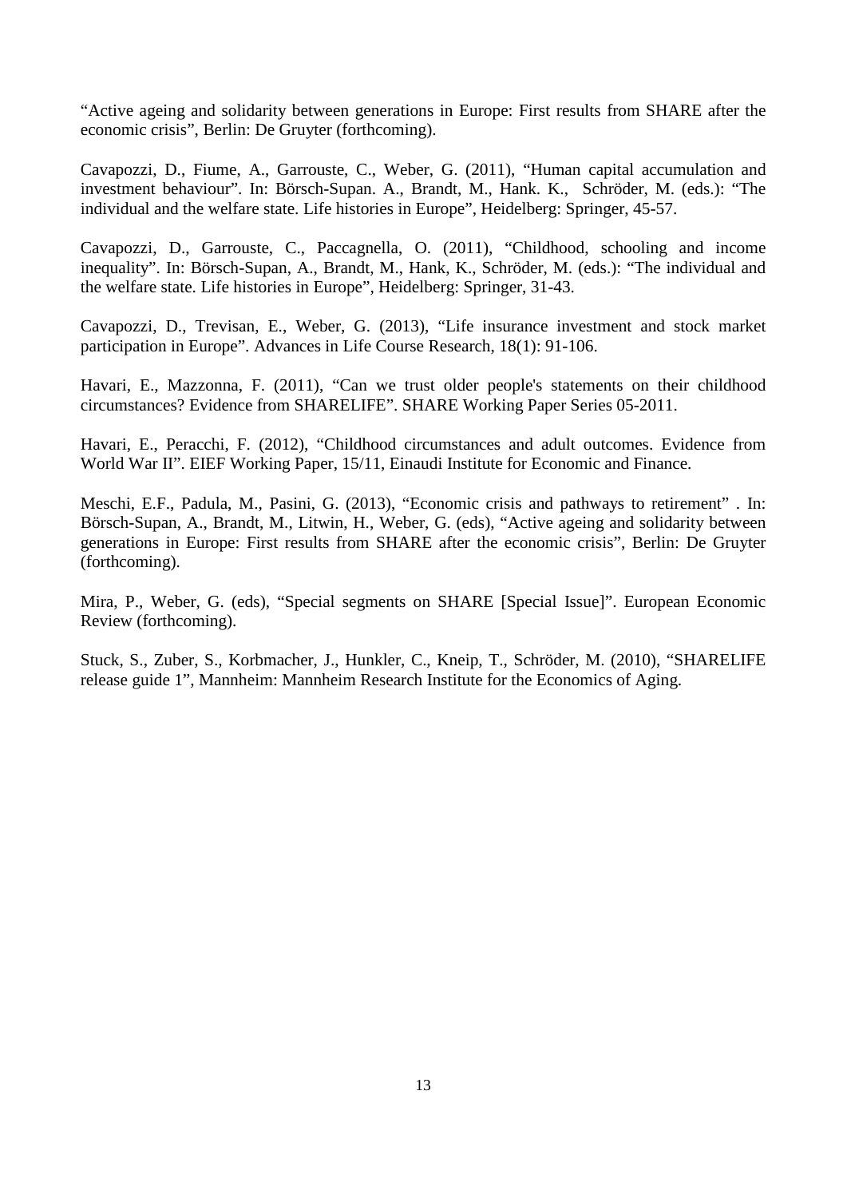"Active ageing and solidarity between generations in Europe: First results from SHARE after the economic crisis", Berlin: De Gruyter (forthcoming).

Cavapozzi, D., Fiume, A., Garrouste, C., Weber, G. (2011), "Human capital accumulation and investment behaviour". In: Börsch-Supan. A., Brandt, M., Hank. K., Schröder, M. (eds.): "The individual and the welfare state. Life histories in Europe", Heidelberg: Springer, 45-57.

Cavapozzi, D., Garrouste, C., Paccagnella, O. (2011), "Childhood, schooling and income inequality". In: Börsch-Supan, A., Brandt, M., Hank, K., Schröder, M. (eds.): "The individual and the welfare state. Life histories in Europe", Heidelberg: Springer, 31-43.

Cavapozzi, D., Trevisan, E., Weber, G. (2013), "Life insurance investment and stock market participation in Europe". Advances in Life Course Research, 18(1): 91-106.

Havari, E., Mazzonna, F. (2011), "Can we trust older people's statements on their childhood circumstances? Evidence from SHARELIFE". SHARE Working Paper Series 05-2011.

Havari, E., Peracchi, F. (2012), "Childhood circumstances and adult outcomes. Evidence from World War II". EIEF Working Paper, 15/11, Einaudi Institute for Economic and Finance.

Meschi, E.F., Padula, M., Pasini, G. (2013), "Economic crisis and pathways to retirement" . In: Börsch-Supan, A., Brandt, M., Litwin, H., Weber, G. (eds), "Active ageing and solidarity between generations in Europe: First results from SHARE after the economic crisis", Berlin: De Gruyter (forthcoming).

Mira, P., Weber, G. (eds), "Special segments on SHARE [Special Issue]". European Economic Review (forthcoming).

Stuck, S., Zuber, S., Korbmacher, J., Hunkler, C., Kneip, T., Schröder, M. (2010), "SHARELIFE release guide 1", Mannheim: Mannheim Research Institute for the Economics of Aging.